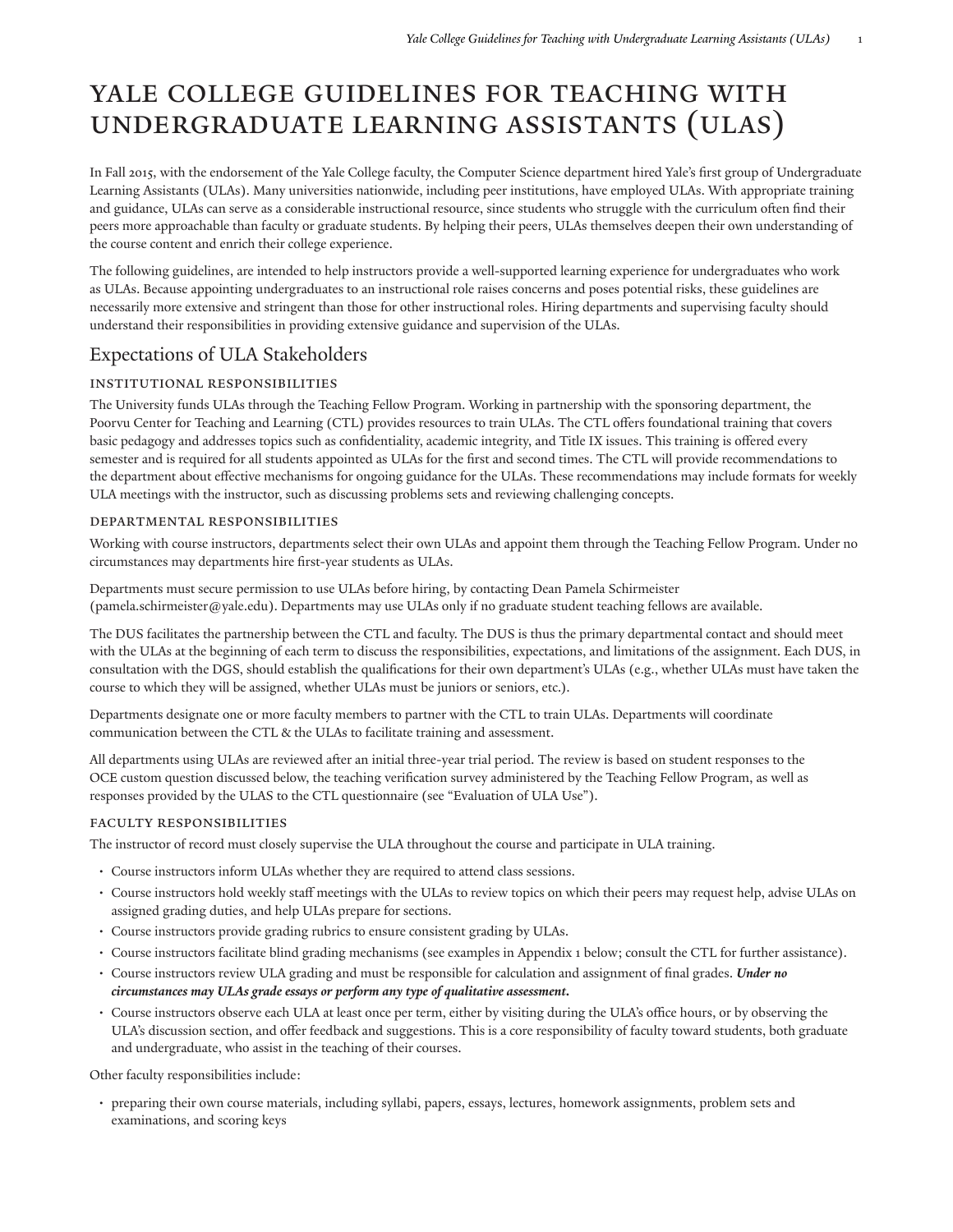# YALE COLLEGE GUIDELINES FOR TEACHING WITH UNDERGRADUATE LEARNING ASSISTANTS (ULAS)

In Fall 2015, with the endorsement of the Yale College faculty, the Computer Science department hired Yale's first group of Undergraduate Learning Assistants (ULAs). Many universities nationwide, including peer institutions, have employed ULAs. With appropriate training and guidance, ULAs can serve as a considerable instructional resource, since students who struggle with the curriculum often find their peers more approachable than faculty or graduate students. By helping their peers, ULAs themselves deepen their own understanding of the course content and enrich their college experience.

The following guidelines, are intended to help instructors provide a well-supported learning experience for undergraduates who work as ULAs. Because appointing undergraduates to an instructional role raises concerns and poses potential risks, these guidelines are necessarily more extensive and stringent than those for other instructional roles. Hiring departments and supervising faculty should understand their responsibilities in providing extensive guidance and supervision of the ULAs.

## Expectations of ULA Stakeholders

### INSTITUTIONAL RESPONSIBILITIES

The University funds ULAs through the Teaching Fellow Program. Working in partnership with the sponsoring department, the Poorvu Center for Teaching and Learning (CTL) provides resources to train ULAs. The CTL offers foundational training that covers basic pedagogy and addresses topics such as confidentiality, academic integrity, and Title IX issues. This training is offered every semester and is required for all students appointed as ULAs for the first and second times. The CTL will provide recommendations to the department about effective mechanisms for ongoing guidance for the ULAs. These recommendations may include formats for weekly ULA meetings with the instructor, such as discussing problems sets and reviewing challenging concepts.

### DEPARTMENTAL RESPONSIBILITIES

Working with course instructors, departments select their own ULAs and appoint them through the Teaching Fellow Program. Under no circumstances may departments hire first-year students as ULAs.

Departments must secure permission to use ULAs before hiring, by contacting Dean Pamela Schirmeister (pamela.schirmeister@yale.edu). Departments may use ULAs only if no graduate student teaching fellows are available.

The DUS facilitates the partnership between the CTL and faculty. The DUS is thus the primary departmental contact and should meet with the ULAs at the beginning of each term to discuss the responsibilities, expectations, and limitations of the assignment. Each DUS, in consultation with the DGS, should establish the qualifications for their own department's ULAs (e.g., whether ULAs must have taken the course to which they will be assigned, whether ULAs must be juniors or seniors, etc.).

Departments designate one or more faculty members to partner with the CTL to train ULAs. Departments will coordinate communication between the CTL & the ULAs to facilitate training and assessment.

All departments using ULAs are reviewed after an initial three-year trial period. The review is based on student responses to the OCE custom question discussed below, the teaching verification survey administered by the Teaching Fellow Program, as well as responses provided by the ULAS to the CTL questionnaire (see "Evaluation of ULA Use").

### FACULTY RESPONSIBILITIES

The instructor of record must closely supervise the ULA throughout the course and participate in ULA training.

- Course instructors inform ULAs whether they are required to attend class sessions.
- Course instructors hold weekly staff meetings with the ULAs to review topics on which their peers may request help, advise ULAs on assigned grading duties, and help ULAs prepare for sections.
- Course instructors provide grading rubrics to ensure consistent grading by ULAs.
- Course instructors facilitate blind grading mechanisms (see examples in Appendix 1 below; consult the CTL for further assistance).
- Course instructors review ULA grading and must be responsible for calculation and assignment of final grades. ***Under no circumstances may ULAs grade essays or perform any type of qualitative assessment.***
- Course instructors observe each ULA at least once per term, either by visiting during the ULA's office hours, or by observing the ULA's discussion section, and offer feedback and suggestions. This is a core responsibility of faculty toward students, both graduate and undergraduate, who assist in the teaching of their courses.

Other faculty responsibilities include:

- preparing their own course materials, including syllabi, papers, essays, lectures, homework assignments, problem sets and examinations, and scoring keys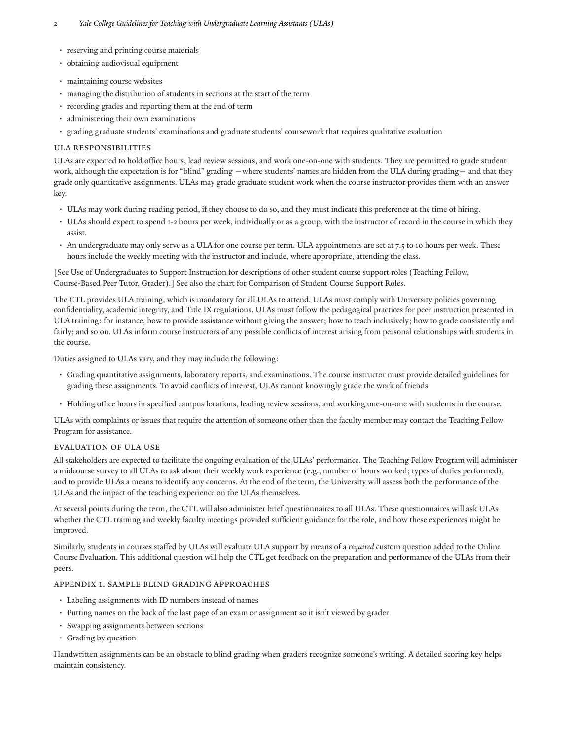- reserving and printing course materials
- obtaining audiovisual equipment
- maintaining course websites
- managing the distribution of students in sections at the start of the term
- recording grades and reporting them at the end of term
- administering their own examinations
- grading graduate students' examinations and graduate students' coursework that requires qualitative evaluation

## ULA RESPONSIBILITIES

ULAs are expected to hold office hours, lead review sessions, and work one-on-one with students. They are permitted to grade student work, although the expectation is for "blind" grading —where students' names are hidden from the ULA during grading— and that they grade only quantitative assignments. ULAs may grade graduate student work when the course instructor provides them with an answer key.

- ULAs may work during reading period, if they choose to do so, and they must indicate this preference at the time of hiring.
- ULAs should expect to spend 1-2 hours per week, individually or as a group, with the instructor of record in the course in which they assist.
- An undergraduate may only serve as a ULA for one course per term. ULA appointments are set at 7.5 to 10 hours per week. These hours include the weekly meeting with the instructor and include, where appropriate, attending the class.

[See Use of Undergraduates to Support Instruction for descriptions of other student course support roles (Teaching Fellow, Course-Based Peer Tutor, Grader).] See also the chart for Comparison of Student Course Support Roles.

The CTL provides ULA training, which is mandatory for all ULAs to attend. ULAs must comply with University policies governing confidentiality, academic integrity, and Title IX regulations. ULAs must follow the pedagogical practices for peer instruction presented in ULA training: for instance, how to provide assistance without giving the answer; how to teach inclusively; how to grade consistently and fairly; and so on. ULAs inform course instructors of any possible conflicts of interest arising from personal relationships with students in the course.

Duties assigned to ULAs vary, and they may include the following:

- Grading quantitative assignments, laboratory reports, and examinations. The course instructor must provide detailed guidelines for grading these assignments. To avoid conflicts of interest, ULAs cannot knowingly grade the work of friends.
- Holding office hours in specified campus locations, leading review sessions, and working one-on-one with students in the course.

ULAs with complaints or issues that require the attention of someone other than the faculty member may contact the Teaching Fellow Program for assistance.

## EVALUATION OF ULA USE

All stakeholders are expected to facilitate the ongoing evaluation of the ULAs' performance. The Teaching Fellow Program will administer a midcourse survey to all ULAs to ask about their weekly work experience (e.g., number of hours worked; types of duties performed), and to provide ULAs a means to identify any concerns. At the end of the term, the University will assess both the performance of the ULAs and the impact of the teaching experience on the ULAs themselves.

At several points during the term, the CTL will also administer brief questionnaires to all ULAs. These questionnaires will ask ULAs whether the CTL training and weekly faculty meetings provided sufficient guidance for the role, and how these experiences might be improved.

Similarly, students in courses staffed by ULAs will evaluate ULA support by means of a *required* custom question added to the Online Course Evaluation. This additional question will help the CTL get feedback on the preparation and performance of the ULAs from their peers.

## APPENDIX 1. SAMPLE BLIND GRADING APPROACHES

- Labeling assignments with ID numbers instead of names
- Putting names on the back of the last page of an exam or assignment so it isn't viewed by grader
- Swapping assignments between sections
- Grading by question

Handwritten assignments can be an obstacle to blind grading when graders recognize someone's writing. A detailed scoring key helps maintain consistency.